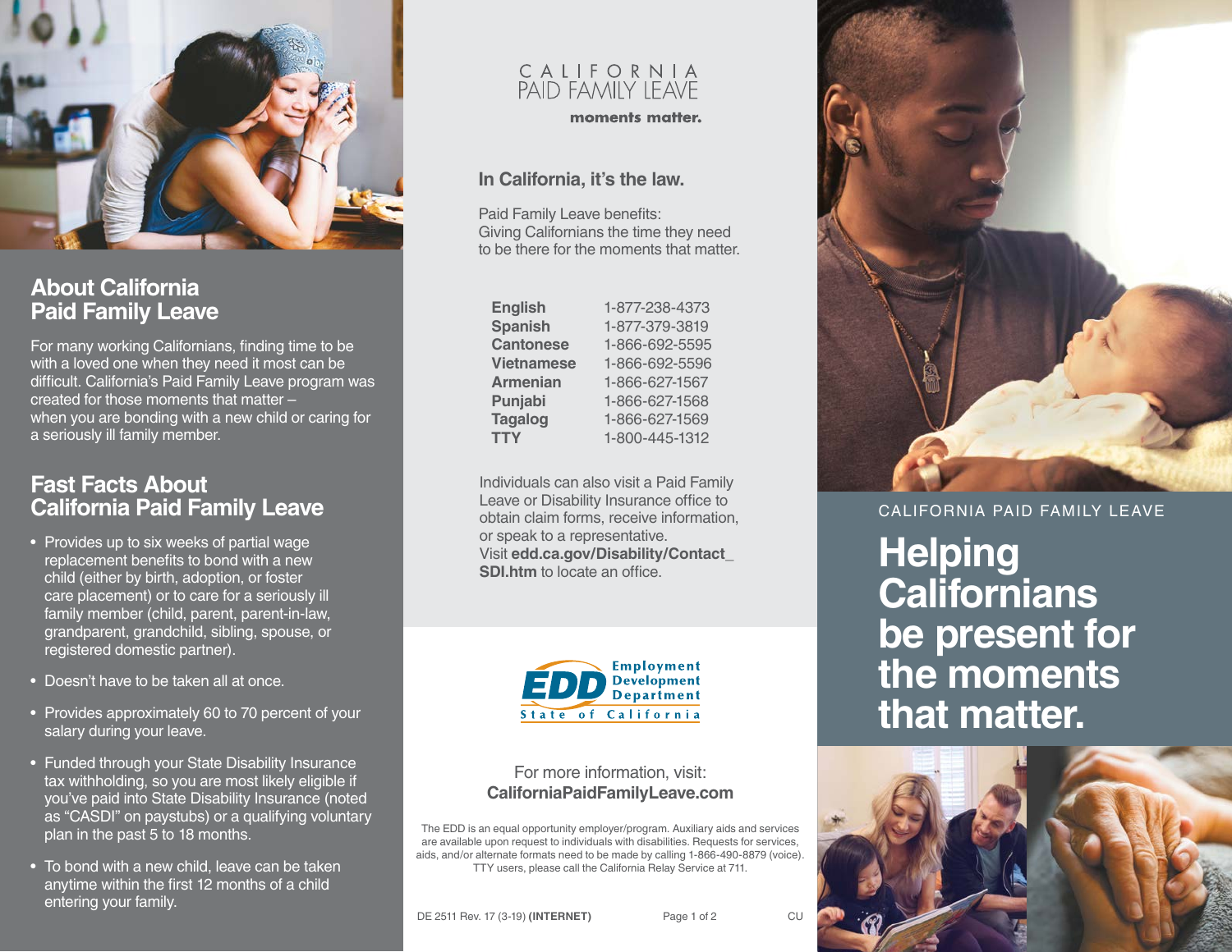## About California Paid Family Leave

For many working Californians, finding time to be with a loved one when they need it most can be difficult. California's Paid Family Leave program was created for those moments that matter – when you are bonding with a new child or caring for a seriously ill family member.

## Fast Facts About California Paid Family Leave

- Provides up to six weeks of partial wage replacement benefits to bond with a new child (either by birth, adoption, or foster care placement) or to care for a seriously ill family member (child, parent, parent-in-law, grandparent, grandchild, sibling, spouse, or registered domestic partner).
- Doesn't have to be taken all at once.
- Provides approximately 60 to 70 percent of your salary during your leave.
- Funded through your State Disability Insurance tax withholding, so you are most likely eligible if you've paid into State Disability Insurance (noted as "CASDI" on paystubs) or a qualifying voluntary plan in the past 5 to 18 months.
- To bond with a new child, leave can be taken anytime within the first 12 months of a child entering your family.

CALIFORNIA PAID FAMILY LEAVE

**moments matter.**

### In California, it's the law.

Paid Family Leave benefits:
Giving Californians the time they need to be there for the moments that matter.

| | |
|---|---|
| **English** | 1-877-238-4373 |
| **Spanish** | 1-877-379-3819 |
| **Cantonese** | 1-866-692-5595 |
| **Vietnamese** | 1-866-692-5596 |
| **Armenian** | 1-866-627-1567 |
| **Punjabi** | 1-866-627-1568 |
| **Tagalog** | 1-866-627-1569 |
| **TTY** | 1-800-445-1312 |

Individuals can also visit a Paid Family Leave or Disability Insurance office to obtain claim forms, receive information, or speak to a representative. Visit **edd.ca.gov/Disability/Contact_SDI.htm** to locate an office.

EDD Employment Development Department State of California

For more information, visit:
**CaliforniaPaidFamilyLeave.com**

The EDD is an equal opportunity employer/program. Auxiliary aids and services are available upon request to individuals with disabilities. Requests for services, aids, and/or alternate formats need to be made by calling 1-866-490-8879 (voice). TTY users, please call the California Relay Service at 711.

DE 2511 Rev. 17 (3-19) **(INTERNET)** CU

CALIFORNIA PAID FAMILY LEAVE

# Helping Californians be present for the moments that matter.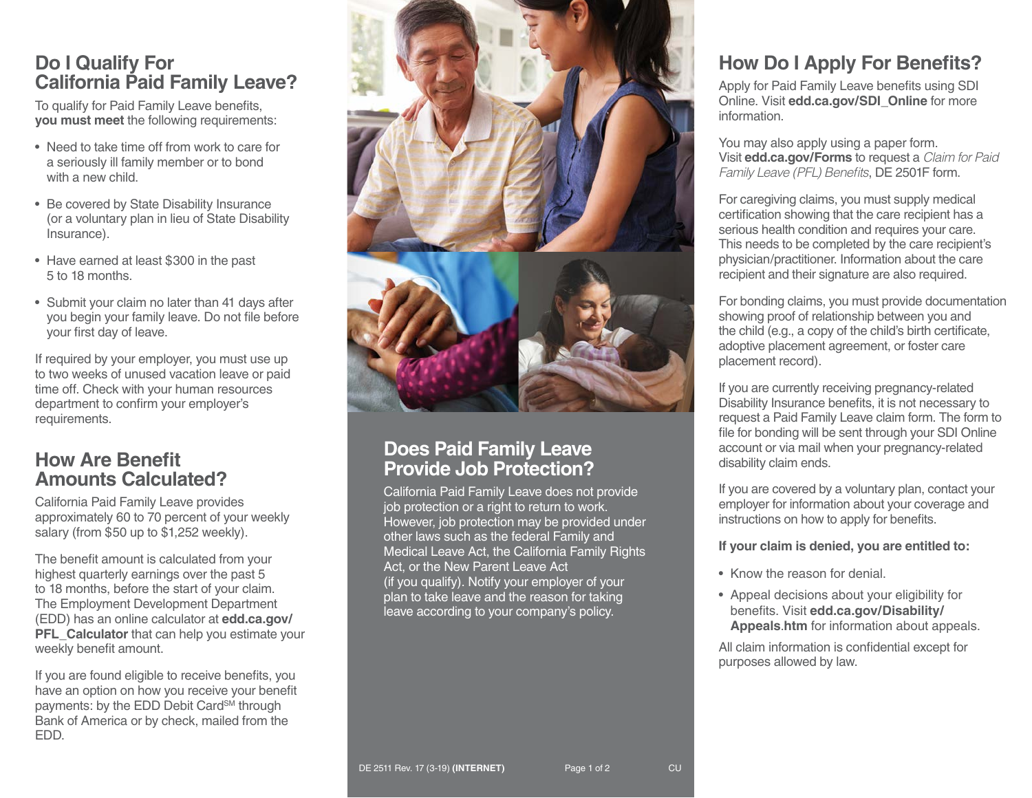## Do I Qualify For California Paid Family Leave?

To qualify for Paid Family Leave benefits, **you must meet** the following requirements:

- Need to take time off from work to care for a seriously ill family member or to bond with a new child.
- Be covered by State Disability Insurance (or a voluntary plan in lieu of State Disability Insurance).
- Have earned at least $300 in the past 5 to 18 months.
- Submit your claim no later than 41 days after you begin your family leave. Do not file before your first day of leave.

If required by your employer, you must use up to two weeks of unused vacation leave or paid time off. Check with your human resources department to confirm your employer's requirements.

## How Are Benefit Amounts Calculated?

California Paid Family Leave provides approximately 60 to 70 percent of your weekly salary (from $50 up to $1,252 weekly).

The benefit amount is calculated from your highest quarterly earnings over the past 5 to 18 months, before the start of your claim. The Employment Development Department (EDD) has an online calculator at **edd.ca.gov/PFL_Calculator** that can help you estimate your weekly benefit amount.

If you are found eligible to receive benefits, you have an option on how you receive your benefit payments: by the EDD Debit Card[SM] through Bank of America or by check, mailed from the EDD.

## Does Paid Family Leave Provide Job Protection?

California Paid Family Leave does not provide job protection or a right to return to work. However, job protection may be provided under other laws such as the federal Family and Medical Leave Act, the California Family Rights Act, or the New Parent Leave Act (if you qualify). Notify your employer of your plan to take leave and the reason for taking leave according to your company's policy.

DE 2511 Rev. 17 (3-19) **(INTERNET)**

## How Do I Apply For Benefits?

Apply for Paid Family Leave benefits using SDI Online. Visit **edd.ca.gov/SDI_Online** for more information.

You may also apply using a paper form. Visit **edd.ca.gov/Forms** to request a *Claim for Paid Family Leave (PFL) Benefits*, DE 2501F form.

For caregiving claims, you must supply medical certification showing that the care recipient has a serious health condition and requires your care. This needs to be completed by the care recipient's physician/practitioner. Information about the care recipient and their signature are also required.

For bonding claims, you must provide documentation showing proof of relationship between you and the child (e.g., a copy of the child's birth certificate, adoptive placement agreement, or foster care placement record).

If you are currently receiving pregnancy-related Disability Insurance benefits, it is not necessary to request a Paid Family Leave claim form. The form to file for bonding will be sent through your SDI Online account or via mail when your pregnancy-related disability claim ends.

If you are covered by a voluntary plan, contact your employer for information about your coverage and instructions on how to apply for benefits.

**If your claim is denied, you are entitled to:**

- Know the reason for denial.
- Appeal decisions about your eligibility for benefits. Visit **edd.ca.gov/Disability/Appeals.htm** for information about appeals.

All claim information is confidential except for purposes allowed by law.